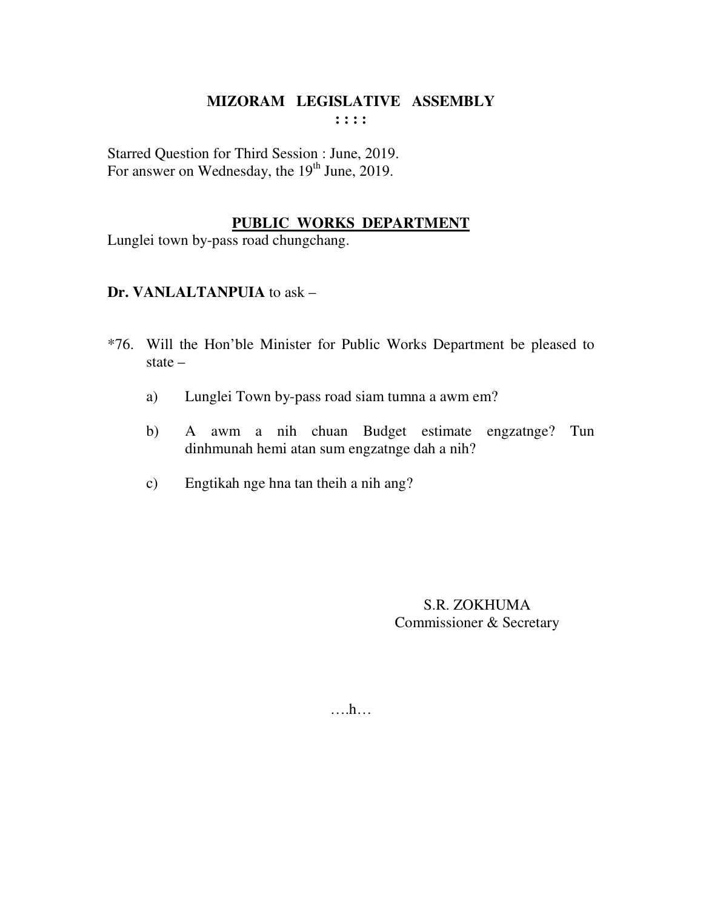# MIZORAM LEGISLATIVE ASSEMBLY

**: : : :**

Starred Question for Third Session : June, 2019.
For answer on Wednesday, the 19th June, 2019.

## PUBLIC WORKS DEPARTMENT

Lunglei town by-pass road chungchang.

**Dr. VANLALTANPUIA** to ask –

*76. Will the Hon'ble Minister for Public Works Department be pleased to state –

a) Lunglei Town by-pass road siam tumna a awm em?

b) A awm a nih chuan Budget estimate engzatnge? Tun dinhmunah hemi atan sum engzatnge dah a nih?

c) Engtikah nge hna tan theih a nih ang?

S.R. ZOKHUMA
Commissioner & Secretary

….h…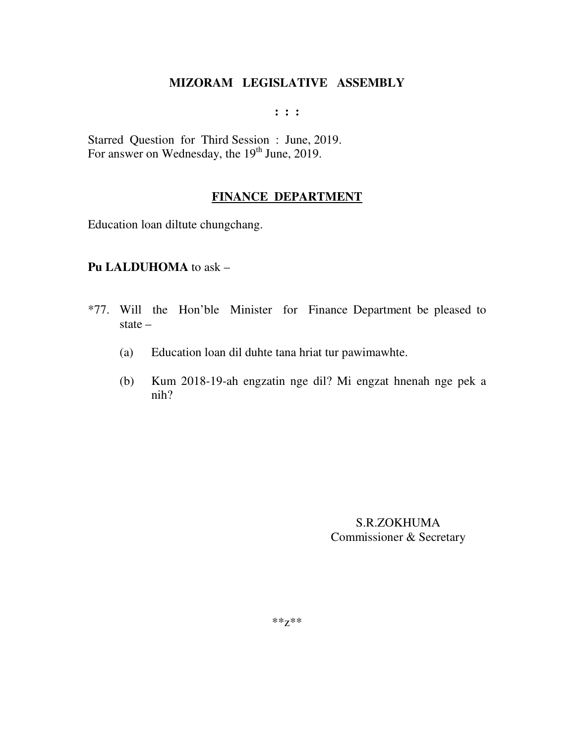**MIZORAM LEGISLATIVE ASSEMBLY**

**: : :**

Starred Question for Third Session : June, 2019.
For answer on Wednesday, the 19th June, 2019.

**FINANCE DEPARTMENT**

Education loan diltute chungchang.

**Pu LALDUHOMA** to ask –

*77. Will the Hon'ble Minister for Finance Department be pleased to state –

(a) Education loan dil duhte tana hriat tur pawimawhte.

(b) Kum 2018-19-ah engzatin nge dil? Mi engzat hnenah nge pek a nih?

S.R.ZOKHUMA
Commissioner & Secretary

**z**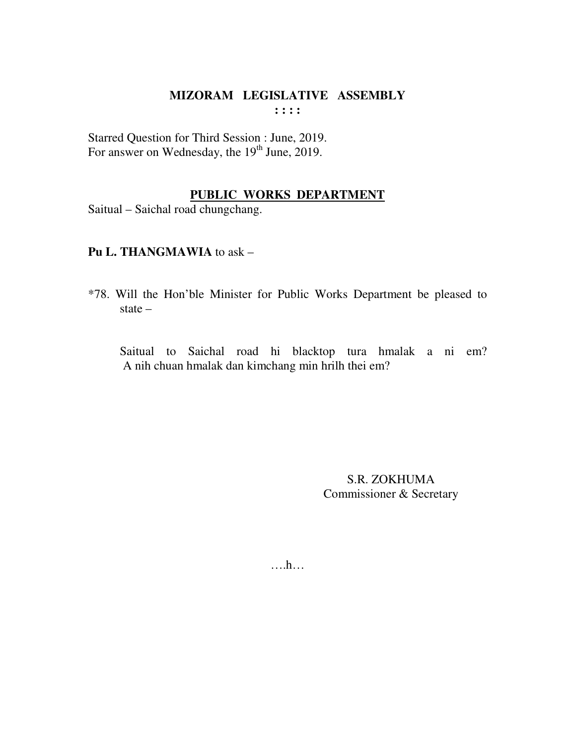# MIZORAM LEGISLATIVE ASSEMBLY

**: : : :**

Starred Question for Third Session : June, 2019.
For answer on Wednesday, the 19th June, 2019.

## PUBLIC WORKS DEPARTMENT

Saitual – Saichal road chungchang.

**Pu L. THANGMAWIA** to ask –

*78. Will the Hon'ble Minister for Public Works Department be pleased to state –

Saitual to Saichal road hi blacktop tura hmalak a ni em? A nih chuan hmalak dan kimchang min hrilh thei em?

S.R. ZOKHUMA
Commissioner & Secretary

….h…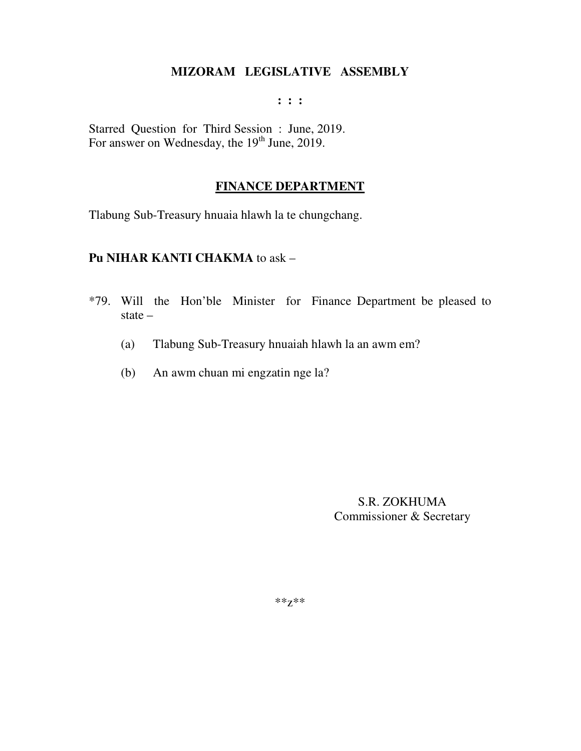**MIZORAM LEGISLATIVE ASSEMBLY**

**: : :**

Starred Question for Third Session : June, 2019.
For answer on Wednesday, the 19th June, 2019.

**FINANCE DEPARTMENT**

Tlabung Sub-Treasury hnuaia hlawh la te chungchang.

**Pu NIHAR KANTI CHAKMA** to ask –

*79. Will the Hon'ble Minister for Finance Department be pleased to state –

(a) Tlabung Sub-Treasury hnuaiah hlawh la an awm em?

(b) An awm chuan mi engzatin nge la?

S.R. ZOKHUMA
Commissioner & Secretary

**z**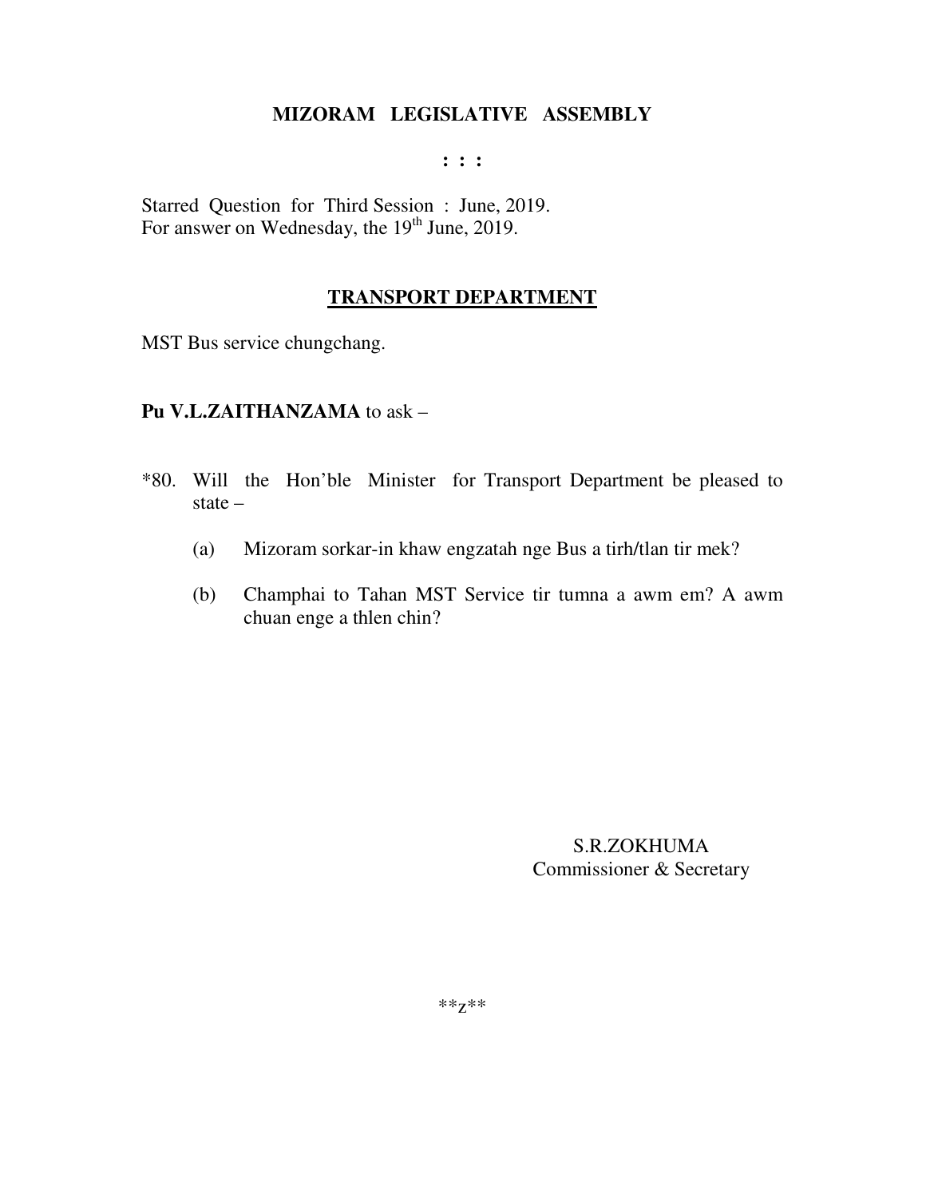**MIZORAM LEGISLATIVE ASSEMBLY**

**: : :**

Starred Question for Third Session : June, 2019.
For answer on Wednesday, the 19th June, 2019.

**<u>TRANSPORT DEPARTMENT</u>**

MST Bus service chungchang.

**Pu V.L.ZAITHANZAMA** to ask –

*80. Will the Hon'ble Minister for Transport Department be pleased to state –

(a) Mizoram sorkar-in khaw engzatah nge Bus a tirh/tlan tir mek?

(b) Champhai to Tahan MST Service tir tumna a awm em? A awm chuan enge a thlen chin?

S.R.ZOKHUMA
Commissioner & Secretary

**z**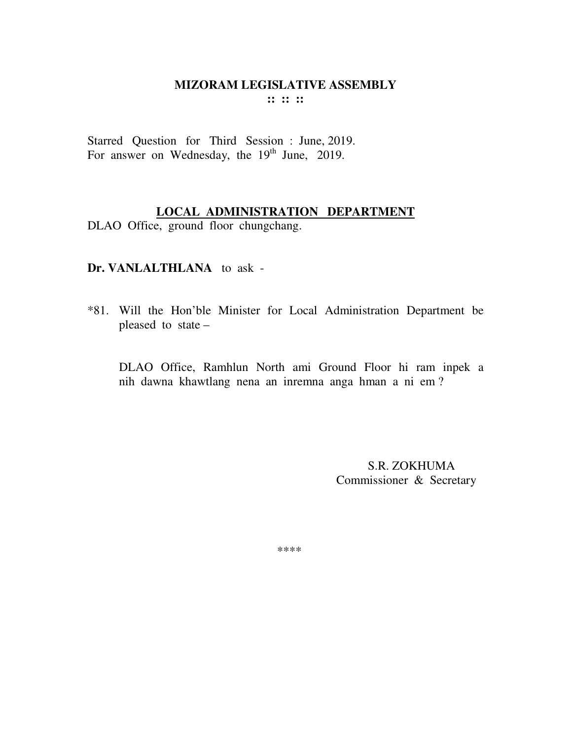# MIZORAM LEGISLATIVE ASSEMBLY

:: :: ::

Starred Question for Third Session : June, 2019.
For answer on Wednesday, the 19th June, 2019.

## LOCAL ADMINISTRATION DEPARTMENT

DLAO Office, ground floor chungchang.

**Dr. VANLALTHLANA** to ask -

*81. Will the Hon'ble Minister for Local Administration Department be pleased to state –

DLAO Office, Ramhlun North ami Ground Floor hi ram inpek a nih dawna khawtlang nena an inremna anga hman a ni em ?

S.R. ZOKHUMA
Commissioner & Secretary

****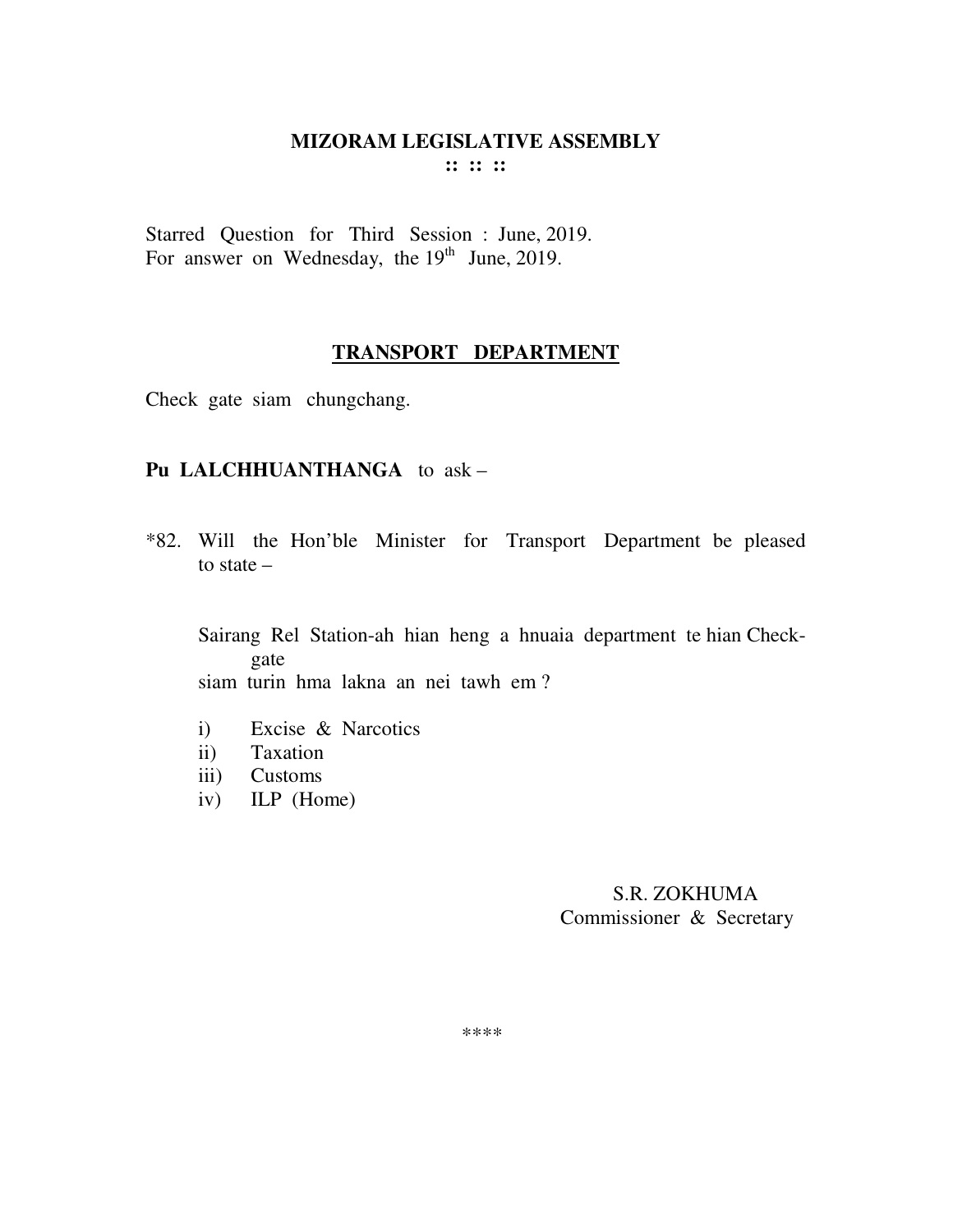# MIZORAM LEGISLATIVE ASSEMBLY

:: :: ::

Starred Question for Third Session : June, 2019.
For answer on Wednesday, the 19th June, 2019.

## TRANSPORT DEPARTMENT

Check gate siam chungchang.

**Pu LALCHHUANTHANGA** to ask –

*82. Will the Hon'ble Minister for Transport Department be pleased to state –

Sairang Rel Station-ah hian heng a hnuaia department te hian Check-gate siam turin hma lakna an nei tawh em ?

i) Excise & Narcotics
ii) Taxation
iii) Customs
iv) ILP (Home)

S.R. ZOKHUMA
Commissioner & Secretary

****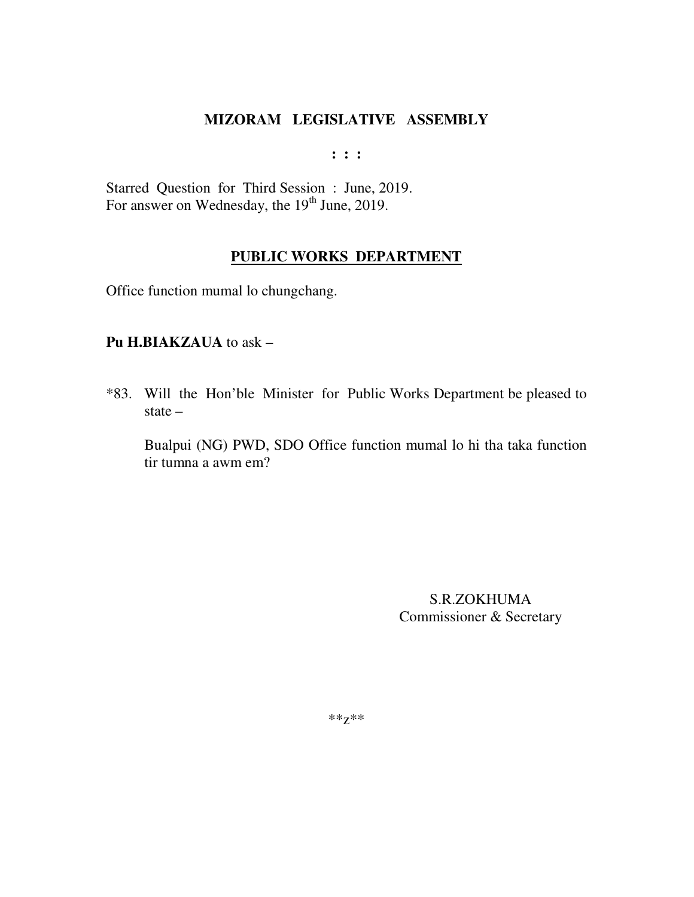# MIZORAM LEGISLATIVE ASSEMBLY

**: : :**

Starred Question for Third Session : June, 2019.
For answer on Wednesday, the 19th June, 2019.

## PUBLIC WORKS DEPARTMENT

Office function mumal lo chungchang.

**Pu H.BIAKZAUA** to ask –

*83. Will the Hon'ble Minister for Public Works Department be pleased to state –

Bualpui (NG) PWD, SDO Office function mumal lo hi tha taka function tir tumna a awm em?

S.R.ZOKHUMA
Commissioner & Secretary

**z**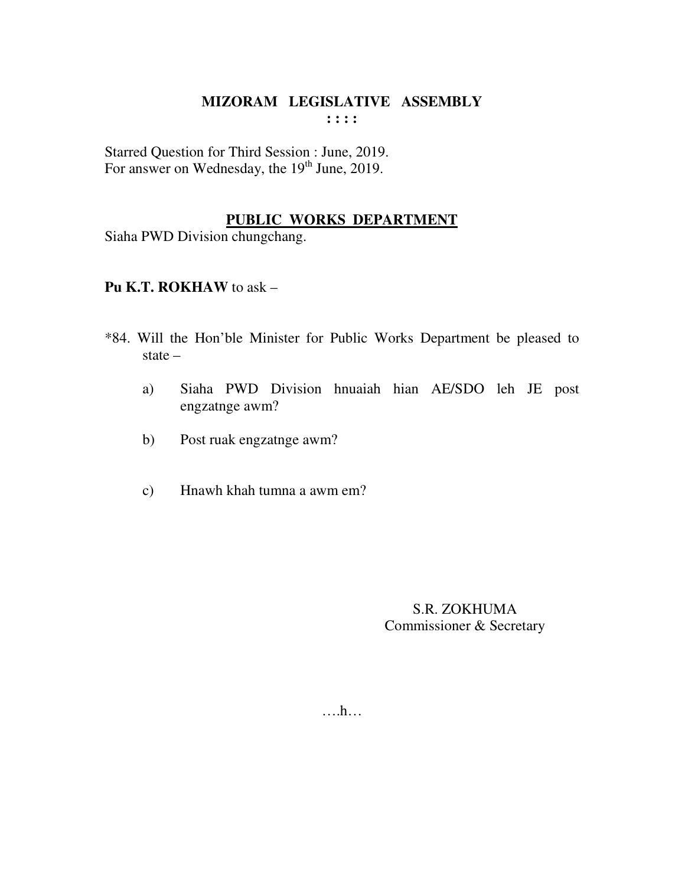# MIZORAM LEGISLATIVE ASSEMBLY

**: : : :**

Starred Question for Third Session : June, 2019.
For answer on Wednesday, the 19th June, 2019.

## PUBLIC WORKS DEPARTMENT

Siaha PWD Division chungchang.

**Pu K.T. ROKHAW** to ask –

*84. Will the Hon'ble Minister for Public Works Department be pleased to state –

a) Siaha PWD Division hnuaiah hian AE/SDO leh JE post engzatnge awm?

b) Post ruak engzatnge awm?

c) Hnawh khah tumna a awm em?

S.R. ZOKHUMA
Commissioner & Secretary

….h…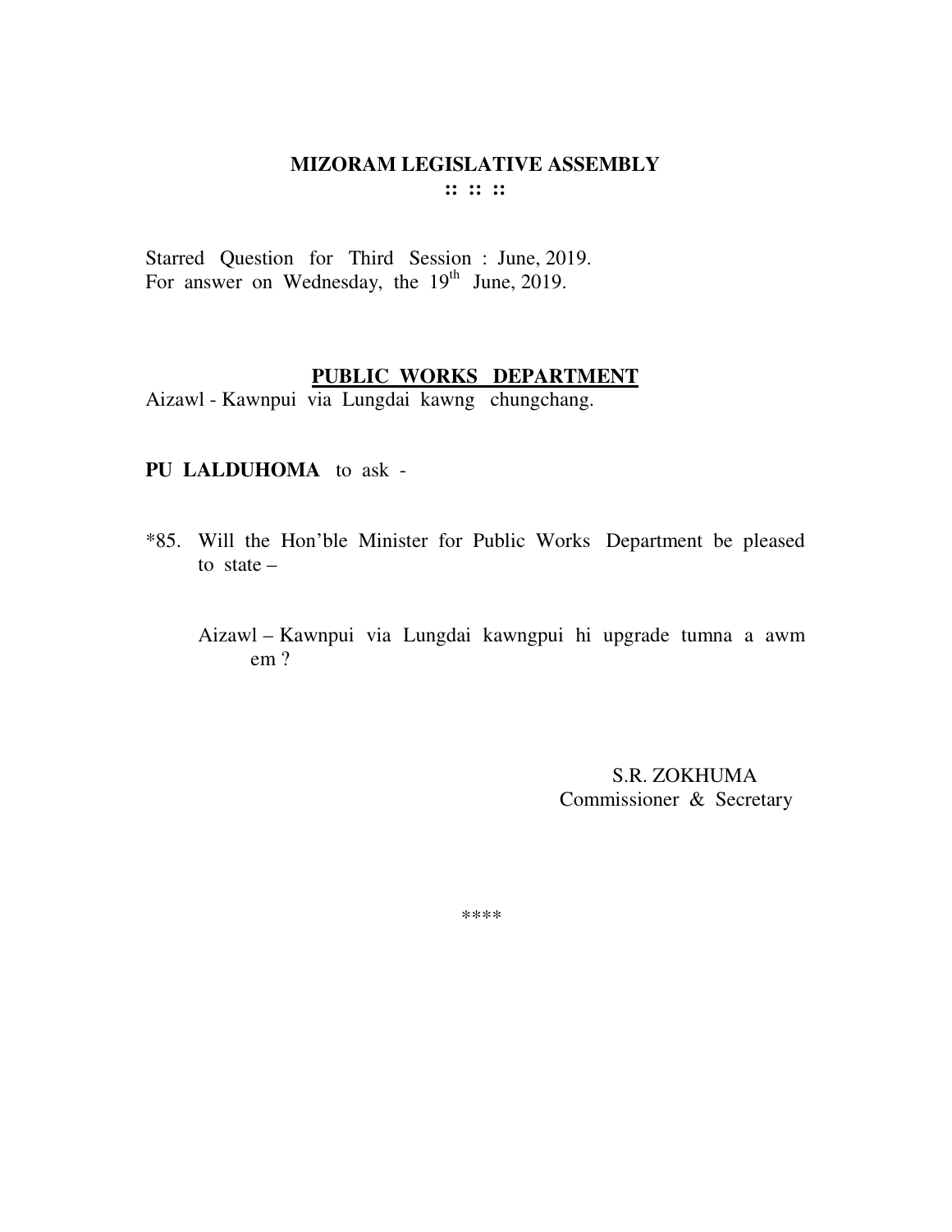# MIZORAM LEGISLATIVE ASSEMBLY

**:: :: ::**

Starred Question for Third Session : June, 2019.
For answer on Wednesday, the 19th June, 2019.

## PUBLIC WORKS DEPARTMENT

Aizawl - Kawnpui via Lungdai kawng chungchang.

**PU LALDUHOMA** to ask -

*85. Will the Hon'ble Minister for Public Works Department be pleased to state –

Aizawl – Kawnpui via Lungdai kawngpui hi upgrade tumna a awm em ?

S.R. ZOKHUMA
Commissioner & Secretary

****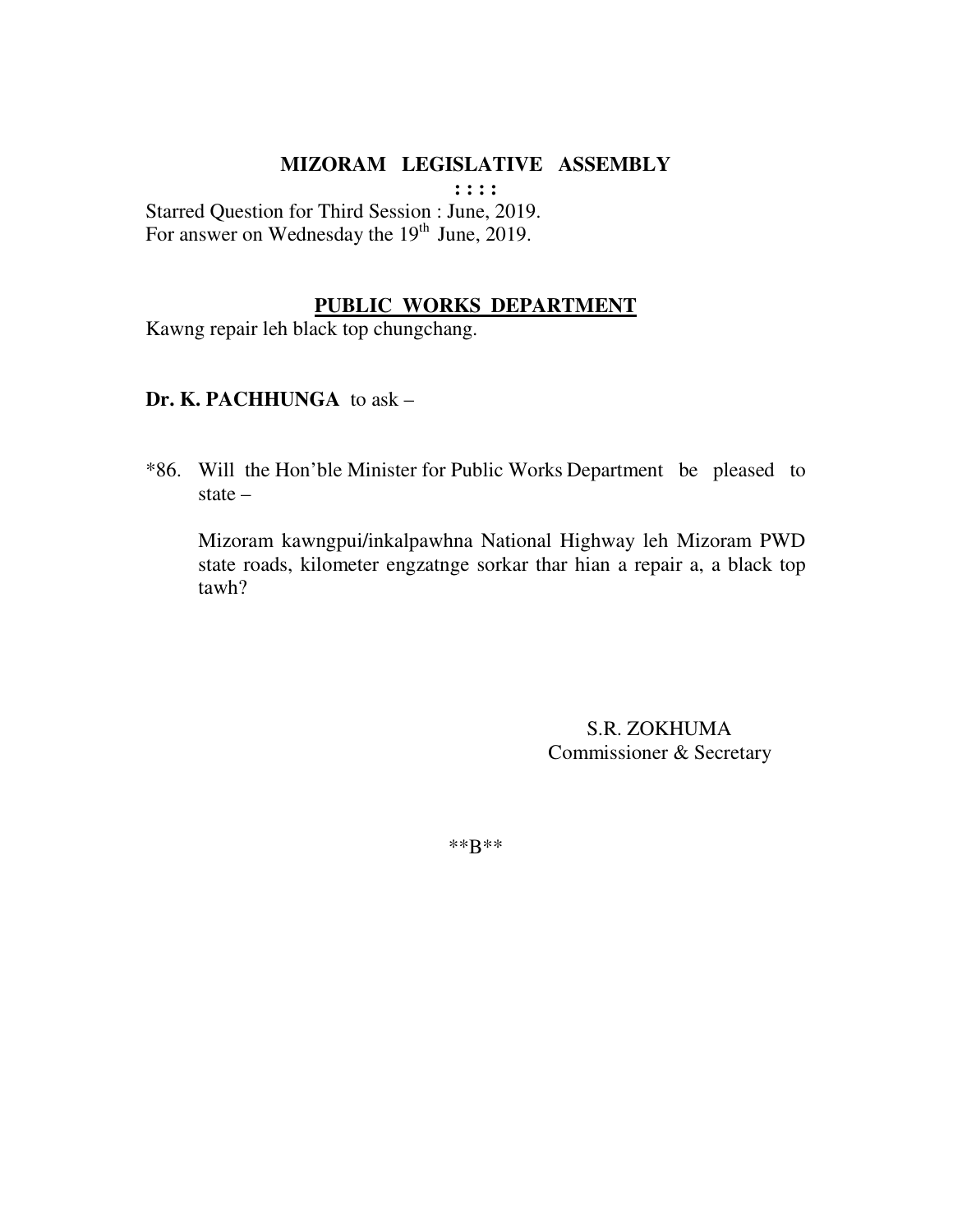# MIZORAM LEGISLATIVE ASSEMBLY

**: : : :**

Starred Question for Third Session : June, 2019.
For answer on Wednesday the 19th June, 2019.

## PUBLIC WORKS DEPARTMENT

Kawng repair leh black top chungchang.

**Dr. K. PACHHUNGA** to ask –

*86. Will the Hon'ble Minister for Public Works Department be pleased to state –

Mizoram kawngpui/inkalpawhna National Highway leh Mizoram PWD state roads, kilometer engzatnge sorkar thar hian a repair a, a black top tawh?

S.R. ZOKHUMA
Commissioner & Secretary

**B**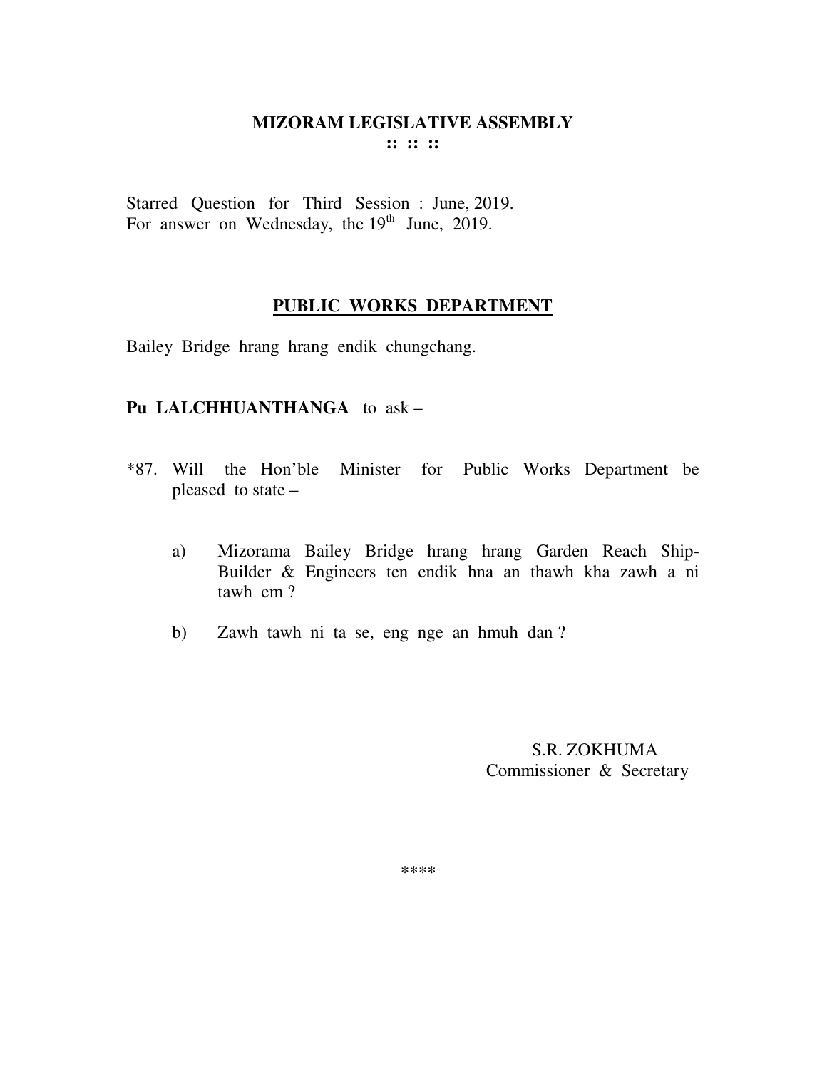# MIZORAM LEGISLATIVE ASSEMBLY

:: :: ::

Starred Question for Third Session : June, 2019.
For answer on Wednesday, the 19th June, 2019.

## PUBLIC WORKS DEPARTMENT

Bailey Bridge hrang hrang endik chungchang.

**Pu LALCHHUANTHANGA** to ask –

*87. Will the Hon'ble Minister for Public Works Department be pleased to state –

a) Mizorama Bailey Bridge hrang hrang Garden Reach Ship-Builder & Engineers ten endik hna an thawh kha zawh a ni tawh em ?

b) Zawh tawh ni ta se, eng nge an hmuh dan ?

S.R. ZOKHUMA
Commissioner & Secretary

****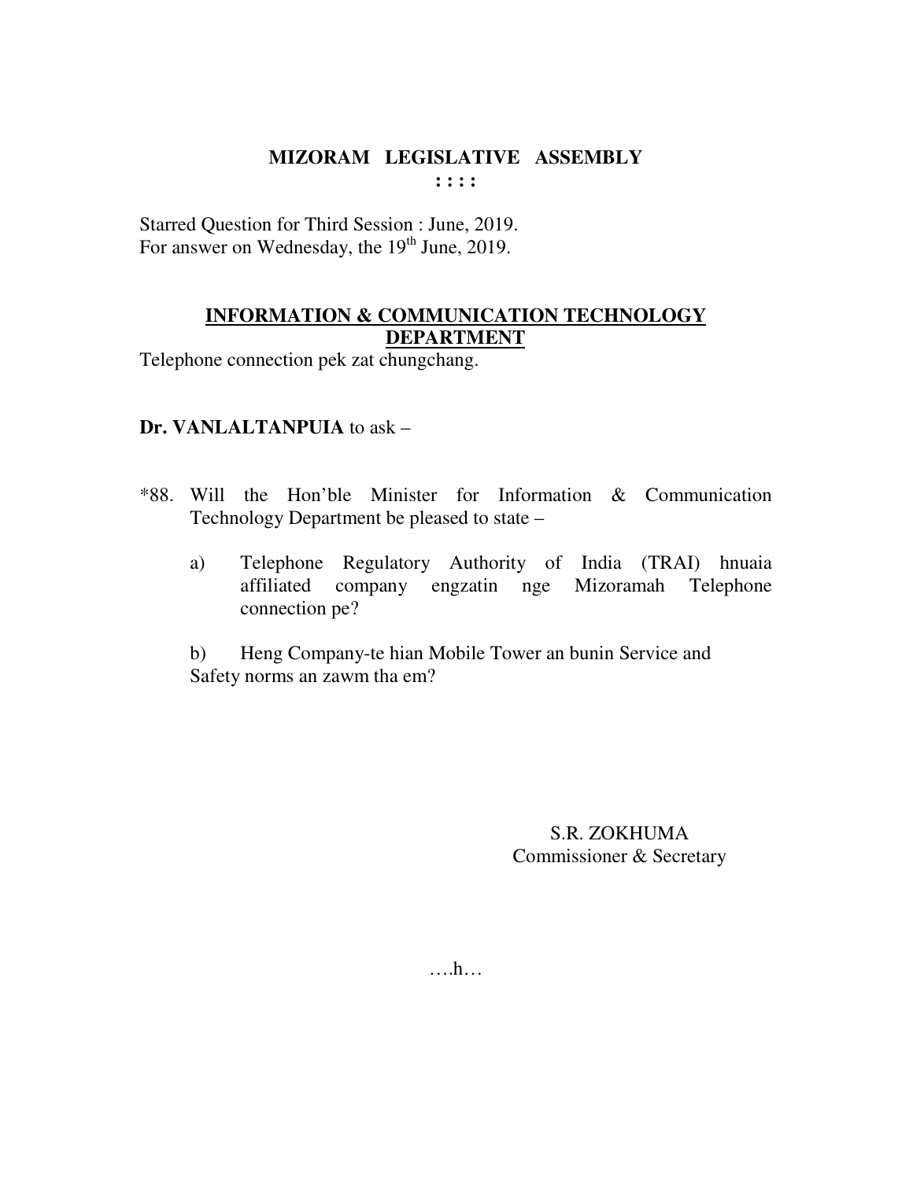**MIZORAM LEGISLATIVE ASSEMBLY**
**: : : :**

Starred Question for Third Session : June, 2019.
For answer on Wednesday, the 19th June, 2019.

**INFORMATION & COMMUNICATION TECHNOLOGY DEPARTMENT**

Telephone connection pek zat chungchang.

**Dr. VANLALTANPUIA** to ask –

*88. Will the Hon'ble Minister for Information & Communication Technology Department be pleased to state –

a) Telephone Regulatory Authority of India (TRAI) hnuaia affiliated company engzatin nge Mizoramah Telephone connection pe?

b) Heng Company-te hian Mobile Tower an bunin Service and Safety norms an zawm tha em?

S.R. ZOKHUMA
Commissioner & Secretary

….h…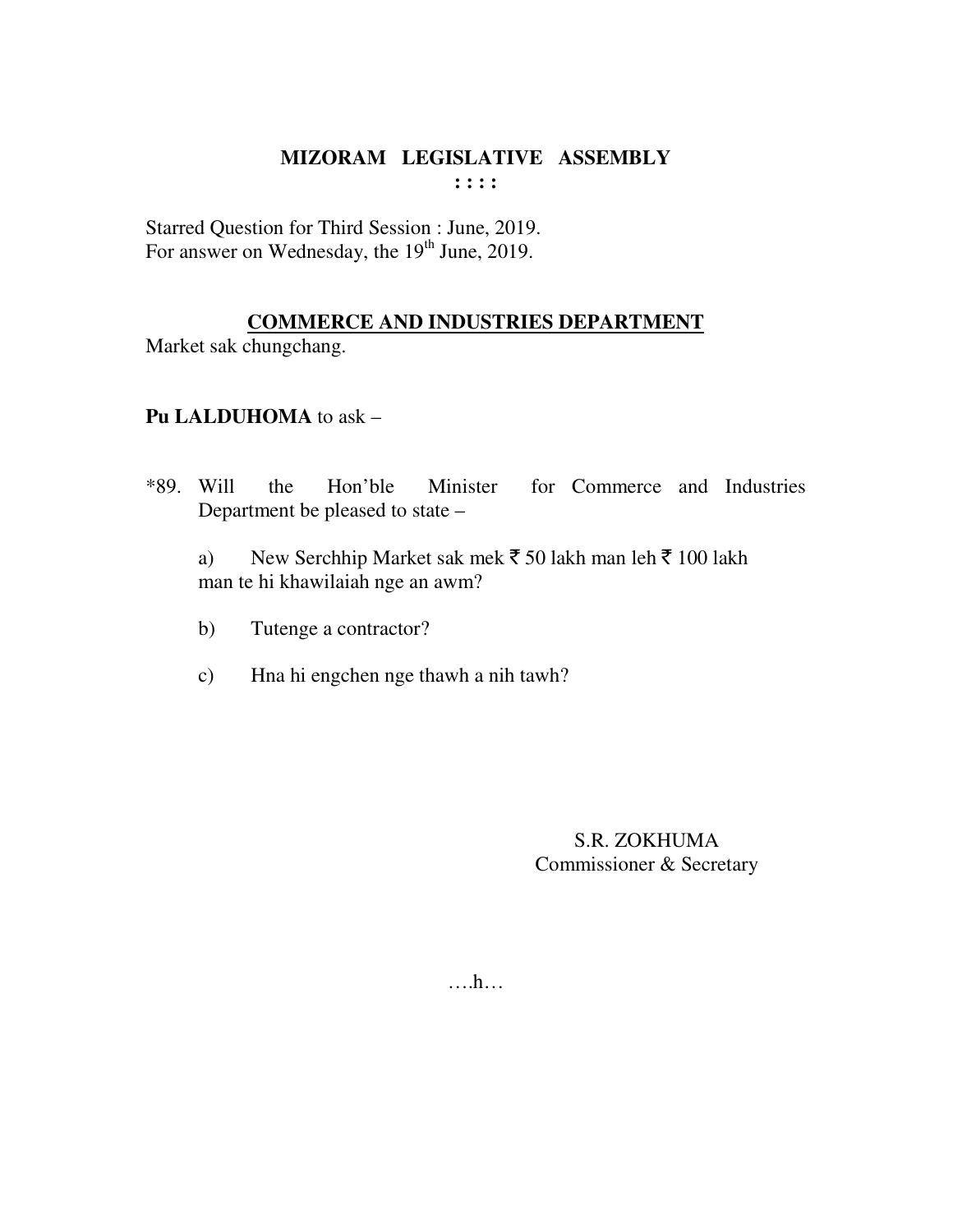# MIZORAM LEGISLATIVE ASSEMBLY

**: : : :**

Starred Question for Third Session : June, 2019.
For answer on Wednesday, the 19th June, 2019.

## COMMERCE AND INDUSTRIES DEPARTMENT

Market sak chungchang.

**Pu LALDUHOMA** to ask –

*89. Will the Hon'ble Minister for Commerce and Industries Department be pleased to state –

a) New Serchhip Market sak mek ₹ 50 lakh man leh ₹ 100 lakh man te hi khawilaiah nge an awm?

b) Tutenge a contractor?

c) Hna hi engchen nge thawh a nih tawh?

S.R. ZOKHUMA
Commissioner & Secretary

….h…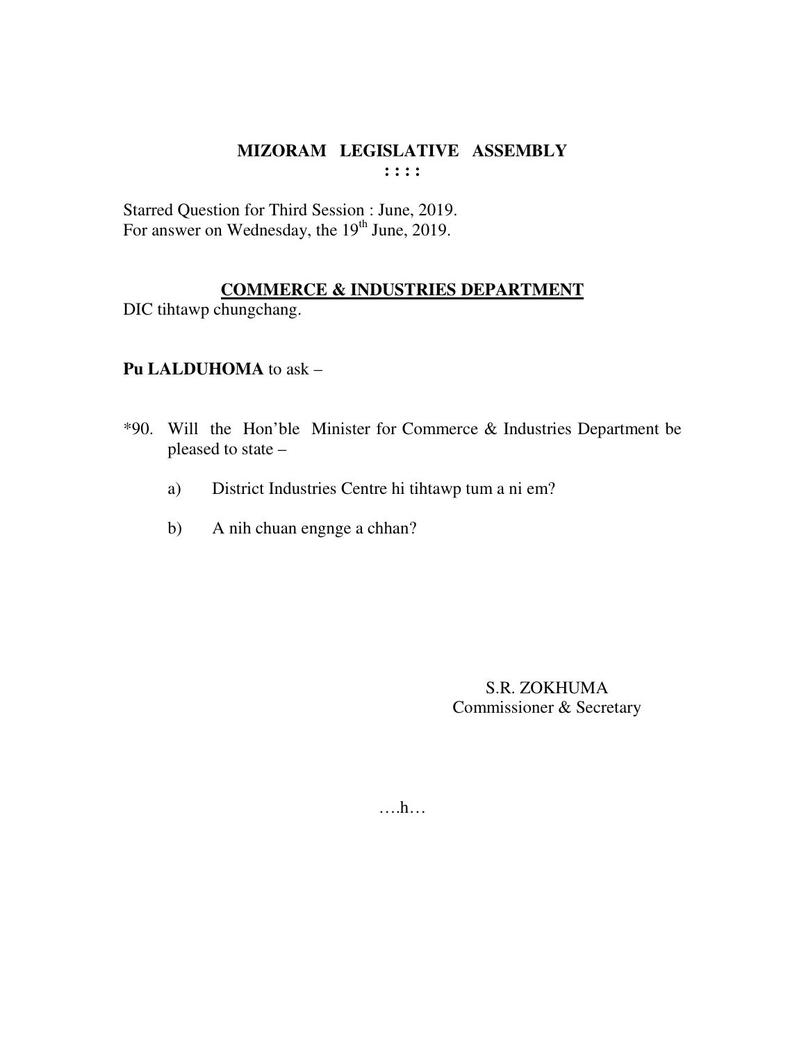# MIZORAM LEGISLATIVE ASSEMBLY

: : : :

Starred Question for Third Session : June, 2019.
For answer on Wednesday, the 19th June, 2019.

## COMMERCE & INDUSTRIES DEPARTMENT

DIC tihtawp chungchang.

**Pu LALDUHOMA** to ask –

*90. Will the Hon'ble Minister for Commerce & Industries Department be pleased to state –

a) District Industries Centre hi tihtawp tum a ni em?

b) A nih chuan engnge a chhan?

S.R. ZOKHUMA
Commissioner & Secretary

….h…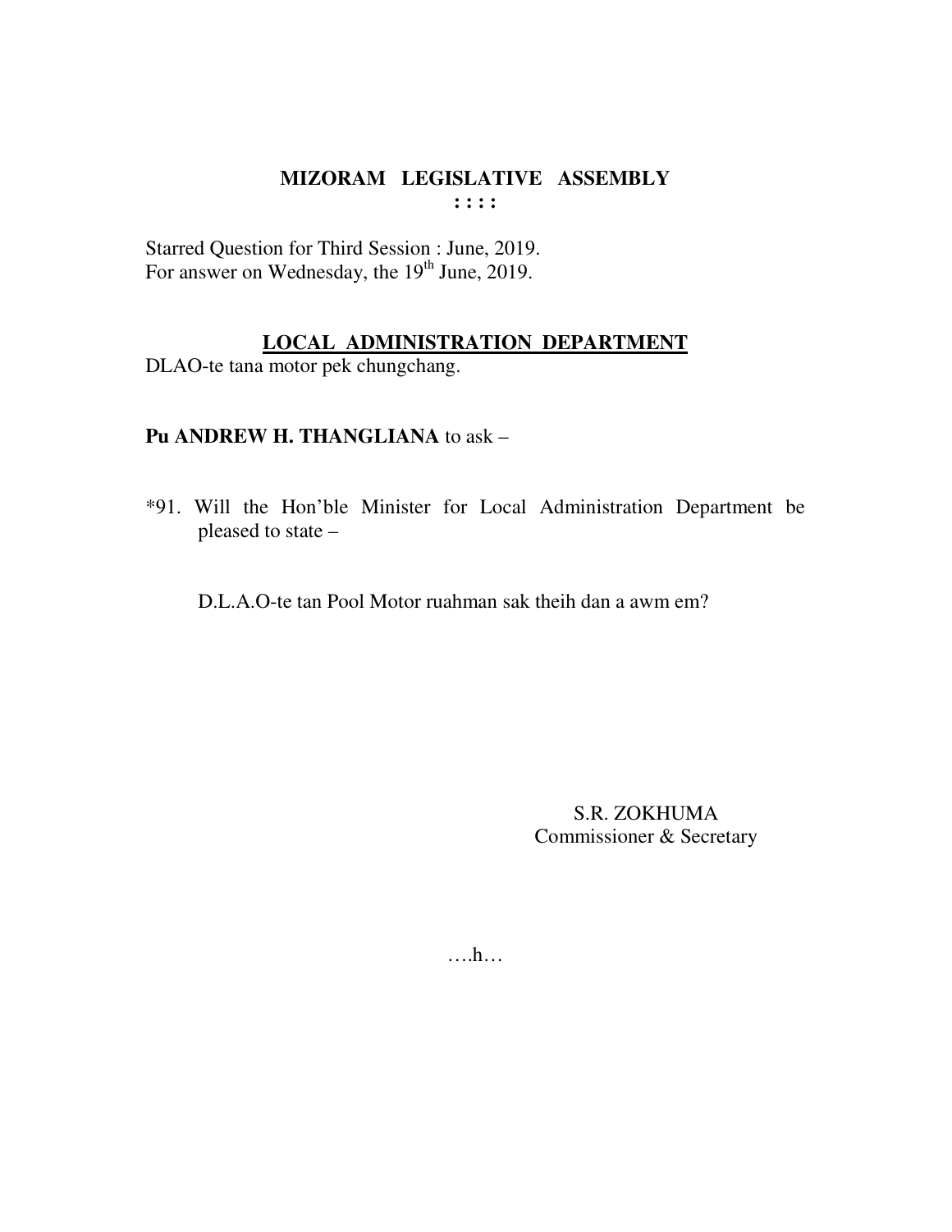# MIZORAM LEGISLATIVE ASSEMBLY

**: : : :**

Starred Question for Third Session : June, 2019.
For answer on Wednesday, the 19th June, 2019.

## LOCAL ADMINISTRATION DEPARTMENT

DLAO-te tana motor pek chungchang.

**Pu ANDREW H. THANGLIANA** to ask –

*91. Will the Hon'ble Minister for Local Administration Department be pleased to state –

D.L.A.O-te tan Pool Motor ruahman sak theih dan a awm em?

S.R. ZOKHUMA
Commissioner & Secretary

….h…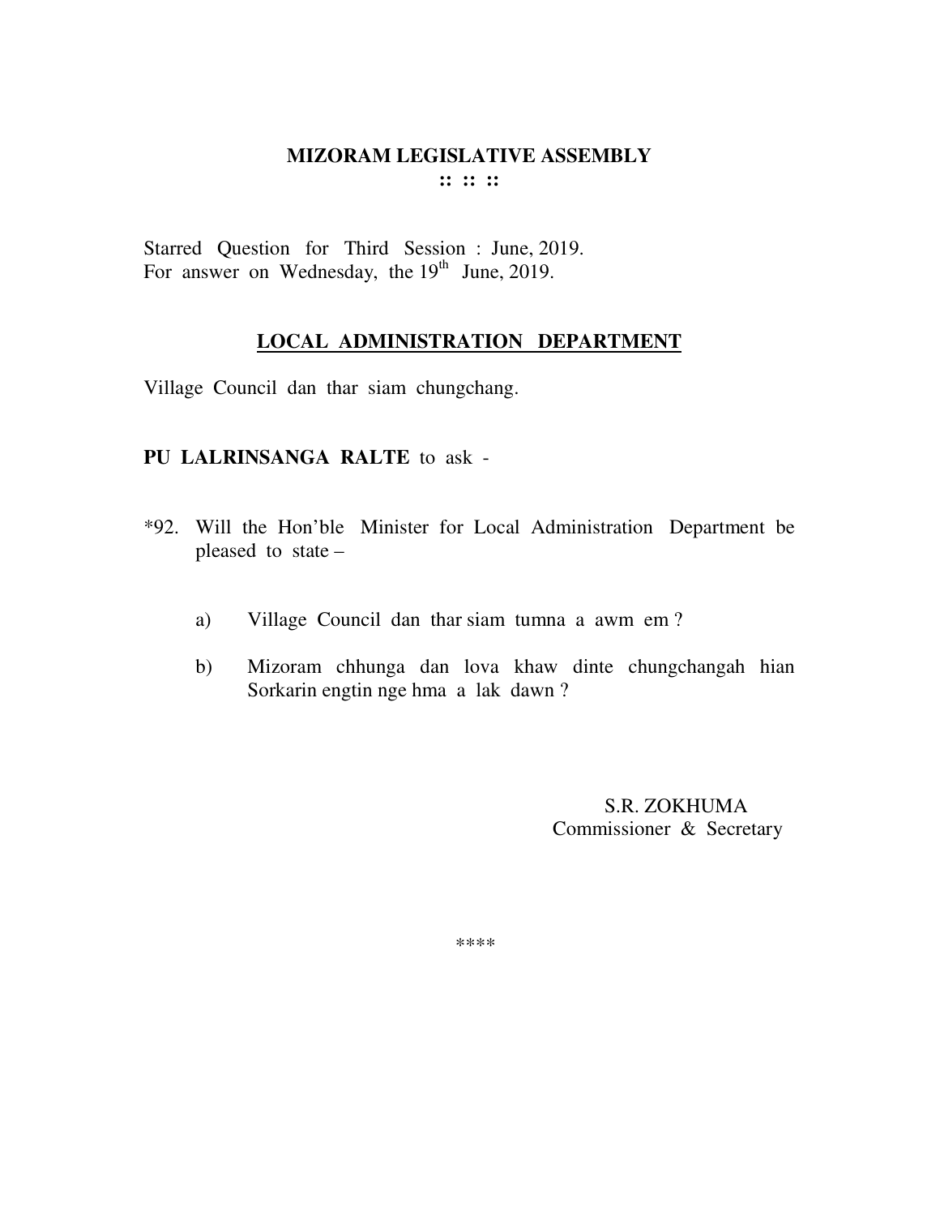# MIZORAM LEGISLATIVE ASSEMBLY

:: :: ::

Starred Question for Third Session : June, 2019.
For answer on Wednesday, the 19th June, 2019.

## LOCAL ADMINISTRATION DEPARTMENT

Village Council dan thar siam chungchang.

**PU LALRINSANGA RALTE** to ask -

*92. Will the Hon'ble Minister for Local Administration Department be pleased to state –

a) Village Council dan thar siam tumna a awm em ?

b) Mizoram chhunga dan lova khaw dinte chungchangah hian Sorkarin engtin nge hma a lak dawn ?

S.R. ZOKHUMA
Commissioner & Secretary

****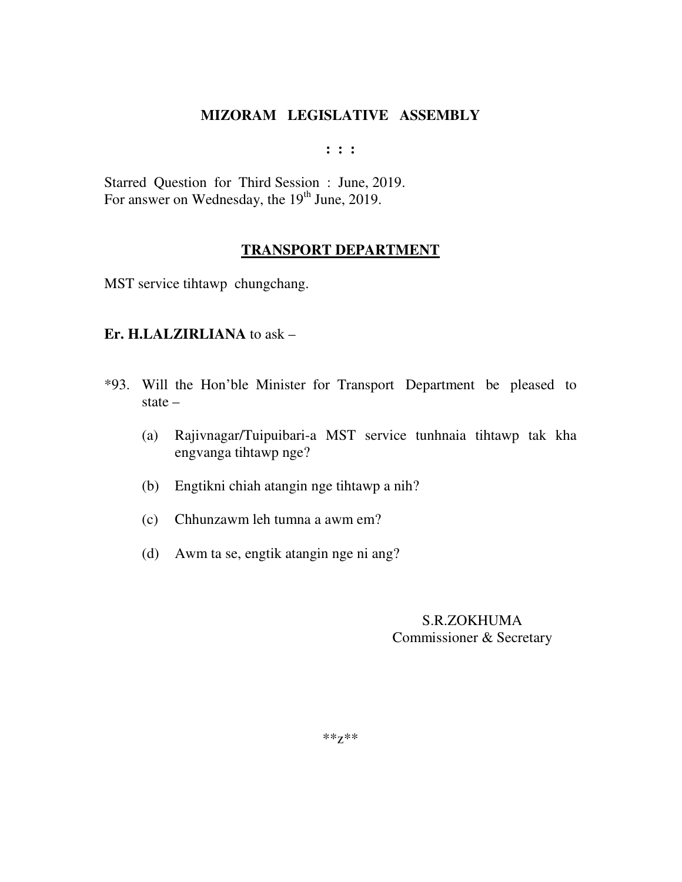**MIZORAM LEGISLATIVE ASSEMBLY**

**: : :**

Starred Question for Third Session : June, 2019.
For answer on Wednesday, the 19th June, 2019.

**TRANSPORT DEPARTMENT**

MST service tihtawp chungchang.

**Er. H.LALZIRLIANA** to ask –

*93. Will the Hon'ble Minister for Transport Department be pleased to state –

(a) Rajivnagar/Tuipuibari-a MST service tunhnaia tihtawp tak kha engvanga tihtawp nge?

(b) Engtikni chiah atangin nge tihtawp a nih?

(c) Chhunzawm leh tumna a awm em?

(d) Awm ta se, engtik atangin nge ni ang?

S.R.ZOKHUMA
Commissioner & Secretary

**z**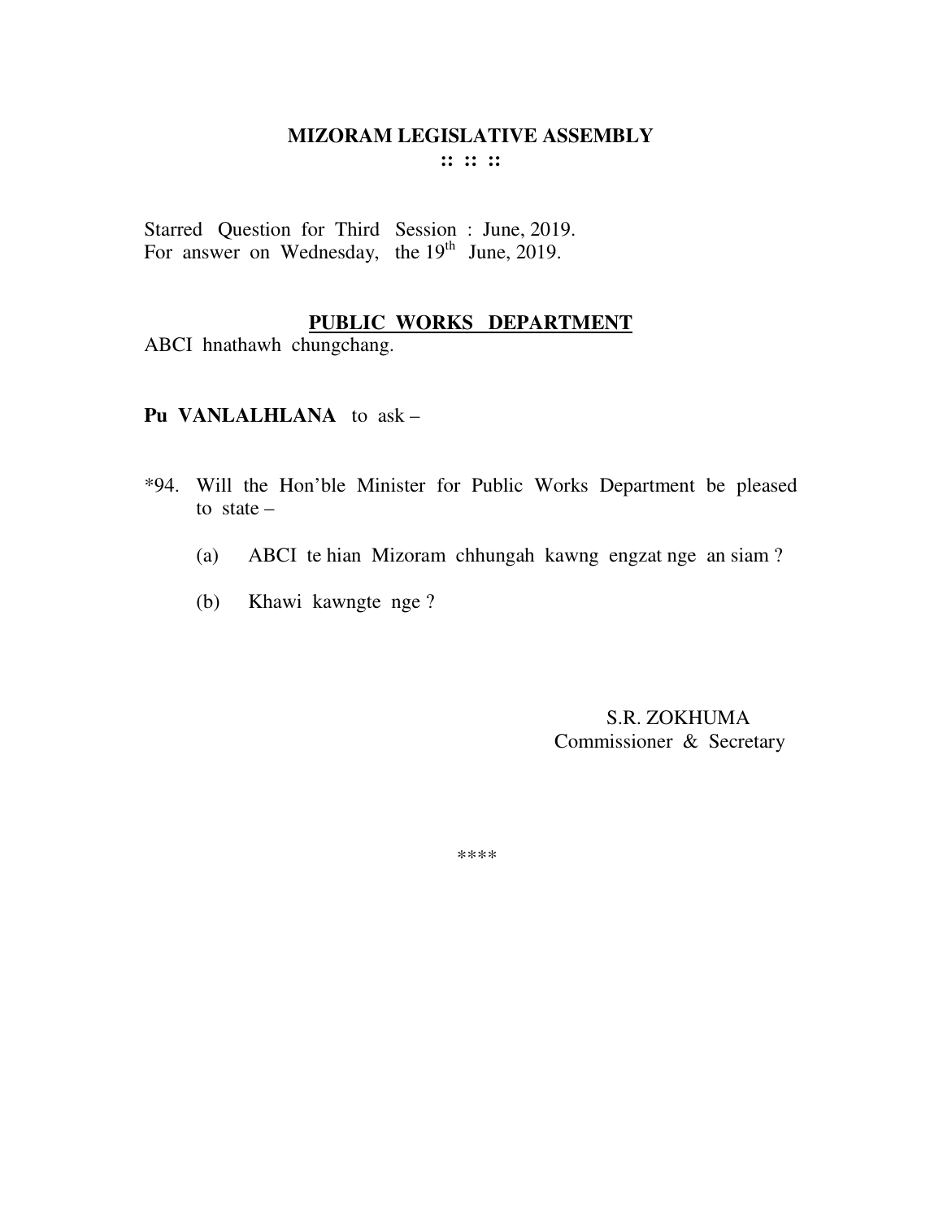# MIZORAM LEGISLATIVE ASSEMBLY

**:: :: ::**

Starred Question for Third Session : June, 2019.
For answer on Wednesday, the 19th June, 2019.

## PUBLIC WORKS DEPARTMENT

ABCI hnathawh chungchang.

**Pu VANLALHLANA** to ask –

*94. Will the Hon'ble Minister for Public Works Department be pleased to state –

(a) ABCI te hian Mizoram chhungah kawng engzat nge an siam ?

(b) Khawi kawngte nge ?

S.R. ZOKHUMA
Commissioner & Secretary

****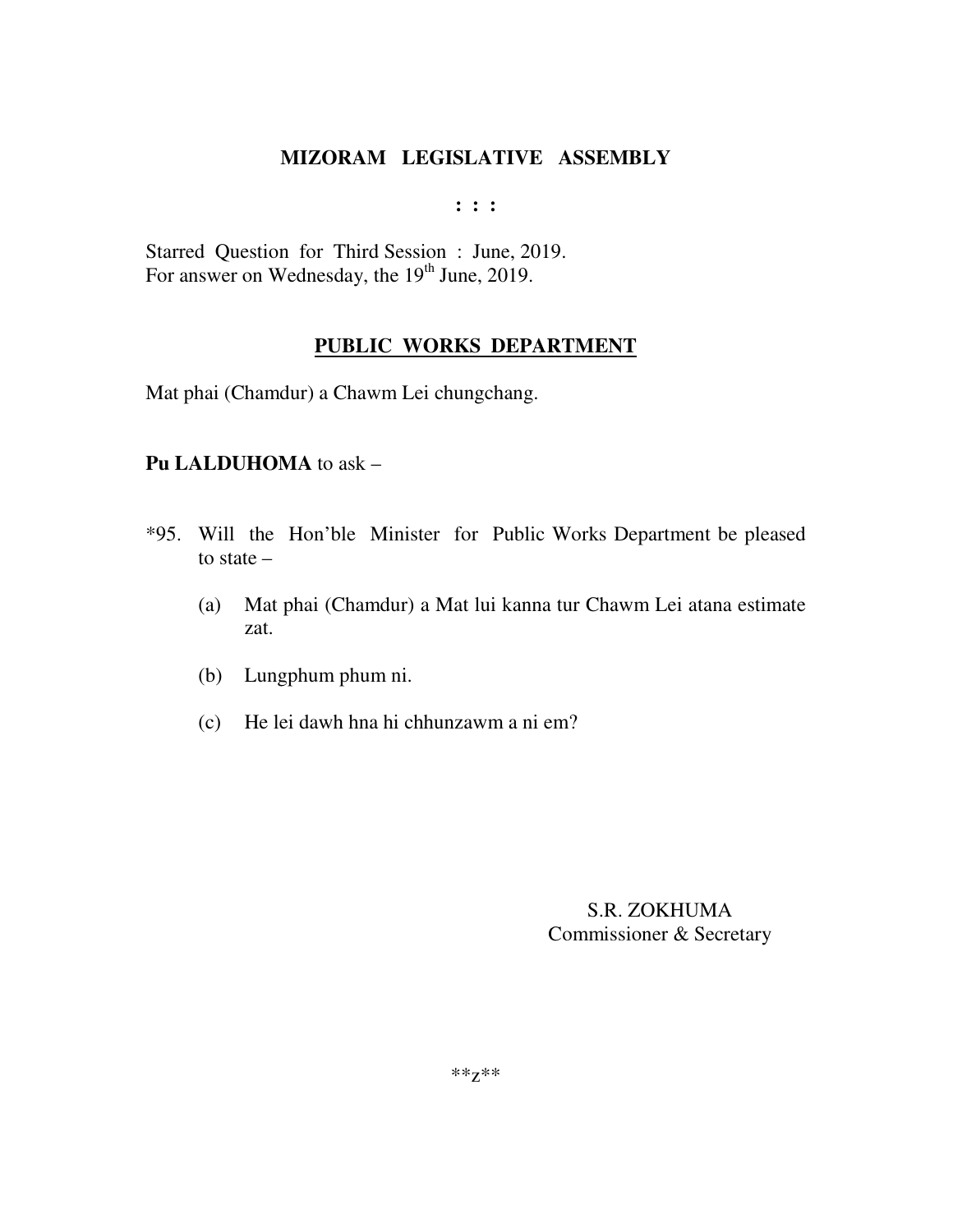**MIZORAM LEGISLATIVE ASSEMBLY**

**: : :**

Starred Question for Third Session : June, 2019.
For answer on Wednesday, the 19th June, 2019.

**PUBLIC WORKS DEPARTMENT**

Mat phai (Chamdur) a Chawm Lei chungchang.

**Pu LALDUHOMA** to ask –

*95. Will the Hon'ble Minister for Public Works Department be pleased to state –

(a) Mat phai (Chamdur) a Mat lui kanna tur Chawm Lei atana estimate zat.

(b) Lungphum phum ni.

(c) He lei dawh hna hi chhunzawm a ni em?

S.R. ZOKHUMA
Commissioner & Secretary

**z**